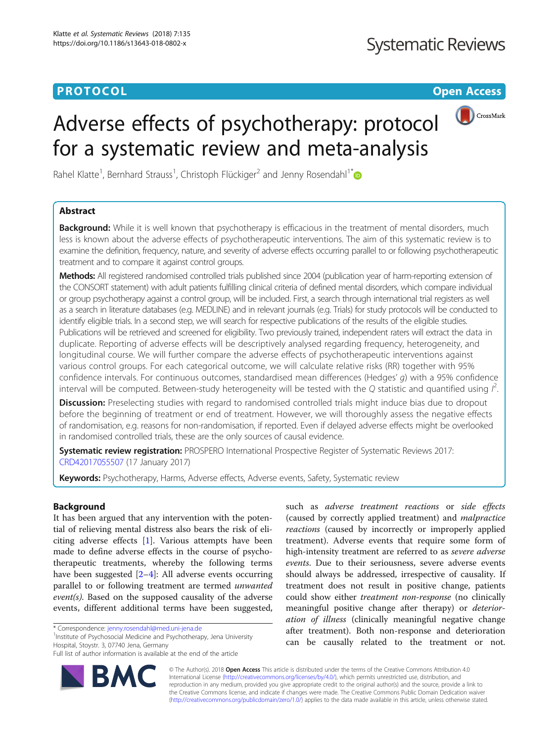**PROTOCOL** **Open Access**

# Adverse effects of psychotherapy: protocol for a systematic review and meta-analysis

Rahel Klatte[1], Bernhard Strauss[1], Christoph Flückiger[2] and Jenny Rosendahl[1*]

## Abstract

**Background:** While it is well known that psychotherapy is efficacious in the treatment of mental disorders, much less is known about the adverse effects of psychotherapeutic interventions. The aim of this systematic review is to examine the definition, frequency, nature, and severity of adverse effects occurring parallel to or following psychotherapeutic treatment and to compare it against control groups.

**Methods:** All registered randomised controlled trials published since 2004 (publication year of harm-reporting extension of the CONSORT statement) with adult patients fulfilling clinical criteria of defined mental disorders, which compare individual or group psychotherapy against a control group, will be included. First, a search through international trial registers as well as a search in literature databases (e.g. MEDLINE) and in relevant journals (e.g. Trials) for study protocols will be conducted to identify eligible trials. In a second step, we will search for respective publications of the results of the eligible studies. Publications will be retrieved and screened for eligibility. Two previously trained, independent raters will extract the data in duplicate. Reporting of adverse effects will be descriptively analysed regarding frequency, heterogeneity, and longitudinal course. We will further compare the adverse effects of psychotherapeutic interventions against various control groups. For each categorical outcome, we will calculate relative risks (RR) together with 95% confidence intervals. For continuous outcomes, standardised mean differences (Hedges' *g*) with a 95% confidence interval will be computed. Between-study heterogeneity will be tested with the *Q* statistic and quantified using $I^2$.

**Discussion:** Preselecting studies with regard to randomised controlled trials might induce bias due to dropout before the beginning of treatment or end of treatment. However, we will thoroughly assess the negative effects of randomisation, e.g. reasons for non-randomisation, if reported. Even if delayed adverse effects might be overlooked in randomised controlled trials, these are the only sources of causal evidence.

**Systematic review registration:** PROSPERO International Prospective Register of Systematic Reviews 2017: CRD42017055507 (17 January 2017)

**Keywords:** Psychotherapy, Harms, Adverse effects, Adverse events, Safety, Systematic review

## Background

It has been argued that any intervention with the potential of relieving mental distress also bears the risk of eliciting adverse effects [1]. Various attempts have been made to define adverse effects in the course of psychotherapeutic treatments, whereby the following terms have been suggested [2–4]: All adverse events occurring parallel to or following treatment are termed *unwanted event(s)*. Based on the supposed causality of the adverse events, different additional terms have been suggested, such as *adverse treatment reactions* or *side effects* (caused by correctly applied treatment) and *malpractice reactions* (caused by incorrectly or improperly applied treatment). Adverse events that require some form of high-intensity treatment are referred to as *severe adverse events*. Due to their seriousness, severe adverse events should always be addressed, irrespective of causality. If treatment does not result in positive change, patients could show either *treatment non-response* (no clinically meaningful positive change after therapy) or *deterioration of illness* (clinically meaningful negative change after treatment). Both non-response and deterioration can be causally related to the treatment or not.

* Correspondence: jenny.rosendahl@med.uni-jena.de
[1] Institute of Psychosocial Medicine and Psychotherapy, Jena University Hospital, Stoystr. 3, 07740 Jena, Germany
Full list of author information is available at the end of the article

© The Author(s). 2018 **Open Access** This article is distributed under the terms of the Creative Commons Attribution 4.0 International License (http://creativecommons.org/licenses/by/4.0/), which permits unrestricted use, distribution, and reproduction in any medium, provided you give appropriate credit to the original author(s) and the source, provide a link to the Creative Commons license, and indicate if changes were made. The Creative Commons Public Domain Dedication waiver (http://creativecommons.org/publicdomain/zero/1.0/) applies to the data made available in this article, unless otherwise stated.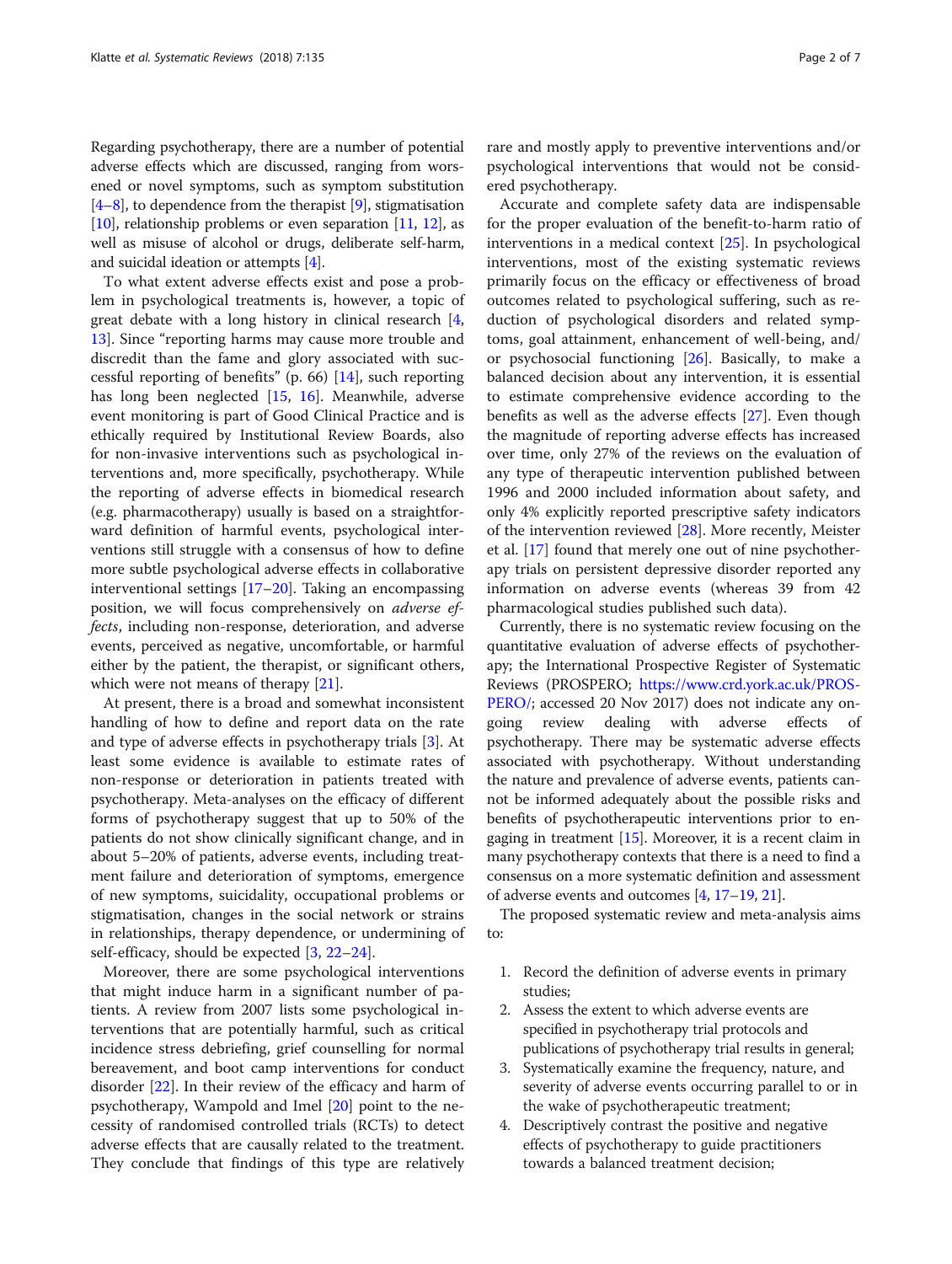Regarding psychotherapy, there are a number of potential adverse effects which are discussed, ranging from worsened or novel symptoms, such as symptom substitution [4–8], to dependence from the therapist [9], stigmatisation [10], relationship problems or even separation [11, 12], as well as misuse of alcohol or drugs, deliberate self-harm, and suicidal ideation or attempts [4].

To what extent adverse effects exist and pose a problem in psychological treatments is, however, a topic of great debate with a long history in clinical research [4, 13]. Since "reporting harms may cause more trouble and discredit than the fame and glory associated with successful reporting of benefits" (p. 66) [14], such reporting has long been neglected [15, 16]. Meanwhile, adverse event monitoring is part of Good Clinical Practice and is ethically required by Institutional Review Boards, also for non-invasive interventions such as psychological interventions and, more specifically, psychotherapy. While the reporting of adverse effects in biomedical research (e.g. pharmacotherapy) usually is based on a straightforward definition of harmful events, psychological interventions still struggle with a consensus of how to define more subtle psychological adverse effects in collaborative interventional settings [17–20]. Taking an encompassing position, we will focus comprehensively on *adverse effects*, including non-response, deterioration, and adverse events, perceived as negative, uncomfortable, or harmful either by the patient, the therapist, or significant others, which were not means of therapy [21].

At present, there is a broad and somewhat inconsistent handling of how to define and report data on the rate and type of adverse effects in psychotherapy trials [3]. At least some evidence is available to estimate rates of non-response or deterioration in patients treated with psychotherapy. Meta-analyses on the efficacy of different forms of psychotherapy suggest that up to 50% of the patients do not show clinically significant change, and in about 5–20% of patients, adverse events, including treatment failure and deterioration of symptoms, emergence of new symptoms, suicidality, occupational problems or stigmatisation, changes in the social network or strains in relationships, therapy dependence, or undermining of self-efficacy, should be expected [3, 22–24].

Moreover, there are some psychological interventions that might induce harm in a significant number of patients. A review from 2007 lists some psychological interventions that are potentially harmful, such as critical incidence stress debriefing, grief counselling for normal bereavement, and boot camp interventions for conduct disorder [22]. In their review of the efficacy and harm of psychotherapy, Wampold and Imel [20] point to the necessity of randomised controlled trials (RCTs) to detect adverse effects that are causally related to the treatment. They conclude that findings of this type are relatively rare and mostly apply to preventive interventions and/or psychological interventions that would not be considered psychotherapy.

Accurate and complete safety data are indispensable for the proper evaluation of the benefit-to-harm ratio of interventions in a medical context [25]. In psychological interventions, most of the existing systematic reviews primarily focus on the efficacy or effectiveness of broad outcomes related to psychological suffering, such as reduction of psychological disorders and related symptoms, goal attainment, enhancement of well-being, and/or psychosocial functioning [26]. Basically, to make a balanced decision about any intervention, it is essential to estimate comprehensive evidence according to the benefits as well as the adverse effects [27]. Even though the magnitude of reporting adverse effects has increased over time, only 27% of the reviews on the evaluation of any type of therapeutic intervention published between 1996 and 2000 included information about safety, and only 4% explicitly reported prescriptive safety indicators of the intervention reviewed [28]. More recently, Meister et al. [17] found that merely one out of nine psychotherapy trials on persistent depressive disorder reported any information on adverse events (whereas 39 from 42 pharmacological studies published such data).

Currently, there is no systematic review focusing on the quantitative evaluation of adverse effects of psychotherapy; the International Prospective Register of Systematic Reviews (PROSPERO; https://www.crd.york.ac.uk/PROSPERO/; accessed 20 Nov 2017) does not indicate any ongoing review dealing with adverse effects of psychotherapy. There may be systematic adverse effects associated with psychotherapy. Without understanding the nature and prevalence of adverse events, patients cannot be informed adequately about the possible risks and benefits of psychotherapeutic interventions prior to engaging in treatment [15]. Moreover, it is a recent claim in many psychotherapy contexts that there is a need to find a consensus on a more systematic definition and assessment of adverse events and outcomes [4, 17–19, 21].

The proposed systematic review and meta-analysis aims to:

1. Record the definition of adverse events in primary studies;
2. Assess the extent to which adverse events are specified in psychotherapy trial protocols and publications of psychotherapy trial results in general;
3. Systematically examine the frequency, nature, and severity of adverse events occurring parallel to or in the wake of psychotherapeutic treatment;
4. Descriptively contrast the positive and negative effects of psychotherapy to guide practitioners towards a balanced treatment decision;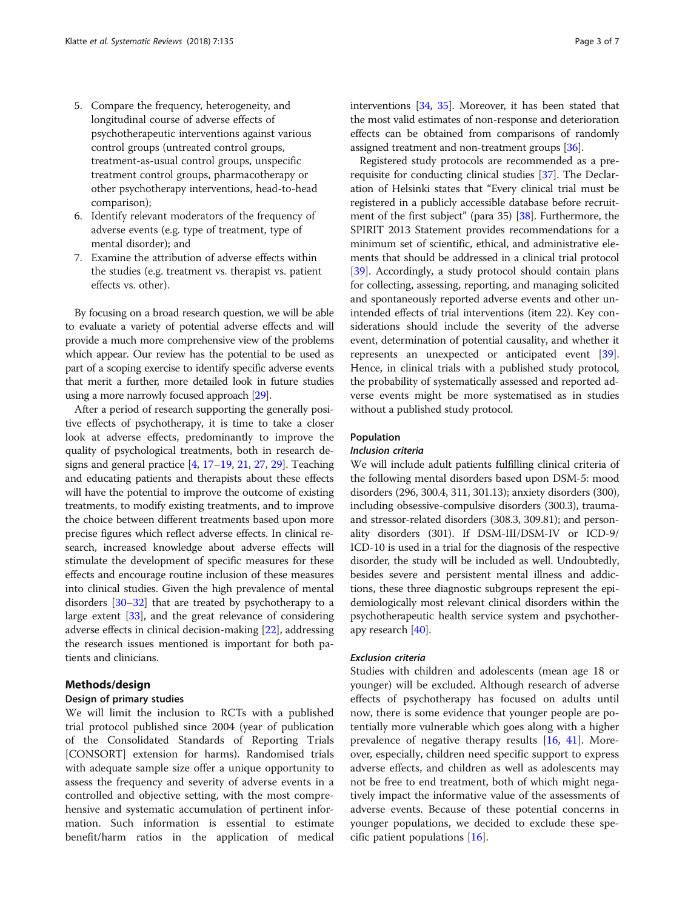5. Compare the frequency, heterogeneity, and longitudinal course of adverse effects of psychotherapeutic interventions against various control groups (untreated control groups, treatment-as-usual control groups, unspecific treatment control groups, pharmacotherapy or other psychotherapy interventions, head-to-head comparison);
6. Identify relevant moderators of the frequency of adverse events (e.g. type of treatment, type of mental disorder); and
7. Examine the attribution of adverse effects within the studies (e.g. treatment vs. therapist vs. patient effects vs. other).

By focusing on a broad research question, we will be able to evaluate a variety of potential adverse effects and will provide a much more comprehensive view of the problems which appear. Our review has the potential to be used as part of a scoping exercise to identify specific adverse events that merit a further, more detailed look in future studies using a more narrowly focused approach [29].

After a period of research supporting the generally positive effects of psychotherapy, it is time to take a closer look at adverse effects, predominantly to improve the quality of psychological treatments, both in research designs and general practice [4, 17–19, 21, 27, 29]. Teaching and educating patients and therapists about these effects will have the potential to improve the outcome of existing treatments, to modify existing treatments, and to improve the choice between different treatments based upon more precise figures which reflect adverse effects. In clinical research, increased knowledge about adverse effects will stimulate the development of specific measures for these effects and encourage routine inclusion of these measures into clinical studies. Given the high prevalence of mental disorders [30–32] that are treated by psychotherapy to a large extent [33], and the great relevance of considering adverse effects in clinical decision-making [22], addressing the research issues mentioned is important for both patients and clinicians.

## Methods/design

### Design of primary studies

We will limit the inclusion to RCTs with a published trial protocol published since 2004 (year of publication of the Consolidated Standards of Reporting Trials [CONSORT] extension for harms). Randomised trials with adequate sample size offer a unique opportunity to assess the frequency and severity of adverse events in a controlled and objective setting, with the most comprehensive and systematic accumulation of pertinent information. Such information is essential to estimate benefit/harm ratios in the application of medical interventions [34, 35]. Moreover, it has been stated that the most valid estimates of non-response and deterioration effects can be obtained from comparisons of randomly assigned treatment and non-treatment groups [36].

Registered study protocols are recommended as a prerequisite for conducting clinical studies [37]. The Declaration of Helsinki states that "Every clinical trial must be registered in a publicly accessible database before recruitment of the first subject" (para 35) [38]. Furthermore, the SPIRIT 2013 Statement provides recommendations for a minimum set of scientific, ethical, and administrative elements that should be addressed in a clinical trial protocol [39]. Accordingly, a study protocol should contain plans for collecting, assessing, reporting, and managing solicited and spontaneously reported adverse events and other unintended effects of trial interventions (item 22). Key considerations should include the severity of the adverse event, determination of potential causality, and whether it represents an unexpected or anticipated event [39]. Hence, in clinical trials with a published study protocol, the probability of systematically assessed and reported adverse events might be more systematised as in studies without a published study protocol.

### Population

#### *Inclusion criteria*

We will include adult patients fulfilling clinical criteria of the following mental disorders based upon DSM-5: mood disorders (296, 300.4, 311, 301.13); anxiety disorders (300), including obsessive-compulsive disorders (300.3), trauma- and stressor-related disorders (308.3, 309.81); and personality disorders (301). If DSM-III/DSM-IV or ICD-9/ICD-10 is used in a trial for the diagnosis of the respective disorder, the study will be included as well. Undoubtedly, besides severe and persistent mental illness and addictions, these three diagnostic subgroups represent the epidemiologically most relevant clinical disorders within the psychotherapeutic health service system and psychotherapy research [40].

#### *Exclusion criteria*

Studies with children and adolescents (mean age 18 or younger) will be excluded. Although research of adverse effects of psychotherapy has focused on adults until now, there is some evidence that younger people are potentially more vulnerable which goes along with a higher prevalence of negative therapy results [16, 41]. Moreover, especially, children need specific support to express adverse effects, and children as well as adolescents may not be free to end treatment, both of which might negatively impact the informative value of the assessments of adverse events. Because of these potential concerns in younger populations, we decided to exclude these specific patient populations [16].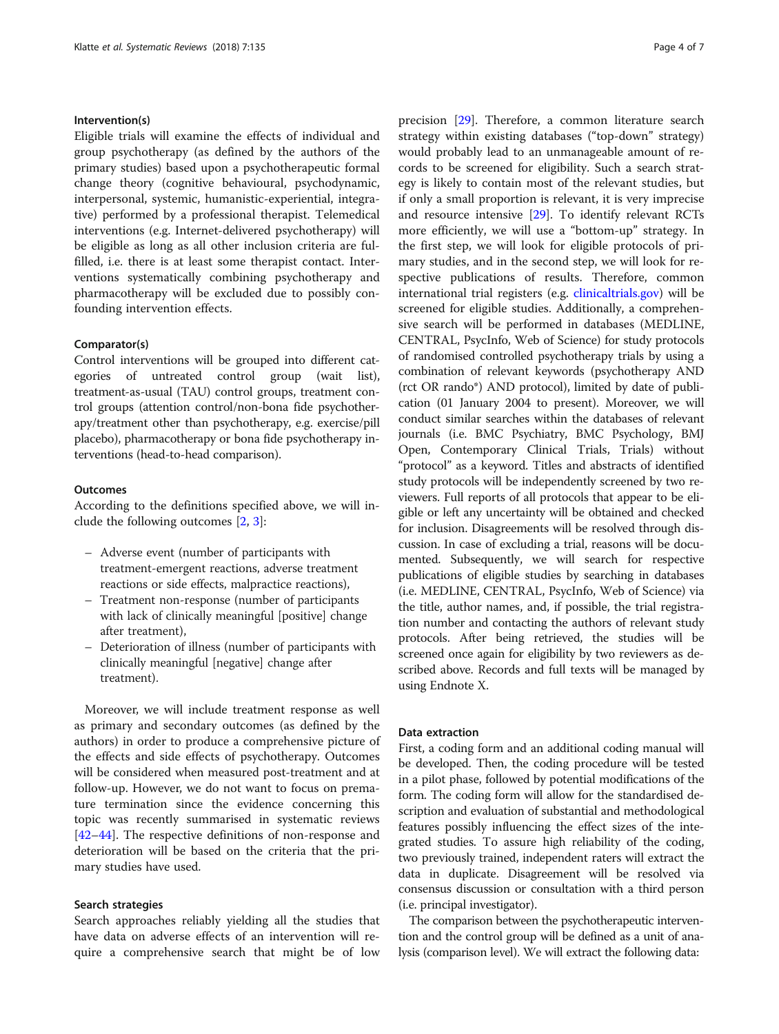### Intervention(s)

Eligible trials will examine the effects of individual and group psychotherapy (as defined by the authors of the primary studies) based upon a psychotherapeutic formal change theory (cognitive behavioural, psychodynamic, interpersonal, systemic, humanistic-experiential, integrative) performed by a professional therapist. Telemedical interventions (e.g. Internet-delivered psychotherapy) will be eligible as long as all other inclusion criteria are fulfilled, i.e. there is at least some therapist contact. Interventions systematically combining psychotherapy and pharmacotherapy will be excluded due to possibly confounding intervention effects.

### Comparator(s)

Control interventions will be grouped into different categories of untreated control group (wait list), treatment-as-usual (TAU) control groups, treatment control groups (attention control/non-bona fide psychotherapy/treatment other than psychotherapy, e.g. exercise/pill placebo), pharmacotherapy or bona fide psychotherapy interventions (head-to-head comparison).

### Outcomes

According to the definitions specified above, we will include the following outcomes [2, 3]:

- Adverse event (number of participants with treatment-emergent reactions, adverse treatment reactions or side effects, malpractice reactions),
- Treatment non-response (number of participants with lack of clinically meaningful [positive] change after treatment),
- Deterioration of illness (number of participants with clinically meaningful [negative] change after treatment).

Moreover, we will include treatment response as well as primary and secondary outcomes (as defined by the authors) in order to produce a comprehensive picture of the effects and side effects of psychotherapy. Outcomes will be considered when measured post-treatment and at follow-up. However, we do not want to focus on premature termination since the evidence concerning this topic was recently summarised in systematic reviews [42–44]. The respective definitions of non-response and deterioration will be based on the criteria that the primary studies have used.

### Search strategies

Search approaches reliably yielding all the studies that have data on adverse effects of an intervention will require a comprehensive search that might be of low precision [29]. Therefore, a common literature search strategy within existing databases ("top-down" strategy) would probably lead to an unmanageable amount of records to be screened for eligibility. Such a search strategy is likely to contain most of the relevant studies, but if only a small proportion is relevant, it is very imprecise and resource intensive [29]. To identify relevant RCTs more efficiently, we will use a "bottom-up" strategy. In the first step, we will look for eligible protocols of primary studies, and in the second step, we will look for respective publications of results. Therefore, common international trial registers (e.g. clinicaltrials.gov) will be screened for eligible studies. Additionally, a comprehensive search will be performed in databases (MEDLINE, CENTRAL, PsycInfo, Web of Science) for study protocols of randomised controlled psychotherapy trials by using a combination of relevant keywords (psychotherapy AND (rct OR rando*) AND protocol), limited by date of publication (01 January 2004 to present). Moreover, we will conduct similar searches within the databases of relevant journals (i.e. BMC Psychiatry, BMC Psychology, BMJ Open, Contemporary Clinical Trials, Trials) without "protocol" as a keyword. Titles and abstracts of identified study protocols will be independently screened by two reviewers. Full reports of all protocols that appear to be eligible or left any uncertainty will be obtained and checked for inclusion. Disagreements will be resolved through discussion. In case of excluding a trial, reasons will be documented. Subsequently, we will search for respective publications of eligible studies by searching in databases (i.e. MEDLINE, CENTRAL, PsycInfo, Web of Science) via the title, author names, and, if possible, the trial registration number and contacting the authors of relevant study protocols. After being retrieved, the studies will be screened once again for eligibility by two reviewers as described above. Records and full texts will be managed by using Endnote X.

### Data extraction

First, a coding form and an additional coding manual will be developed. Then, the coding procedure will be tested in a pilot phase, followed by potential modifications of the form. The coding form will allow for the standardised description and evaluation of substantial and methodological features possibly influencing the effect sizes of the integrated studies. To assure high reliability of the coding, two previously trained, independent raters will extract the data in duplicate. Disagreement will be resolved via consensus discussion or consultation with a third person (i.e. principal investigator).

The comparison between the psychotherapeutic intervention and the control group will be defined as a unit of analysis (comparison level). We will extract the following data: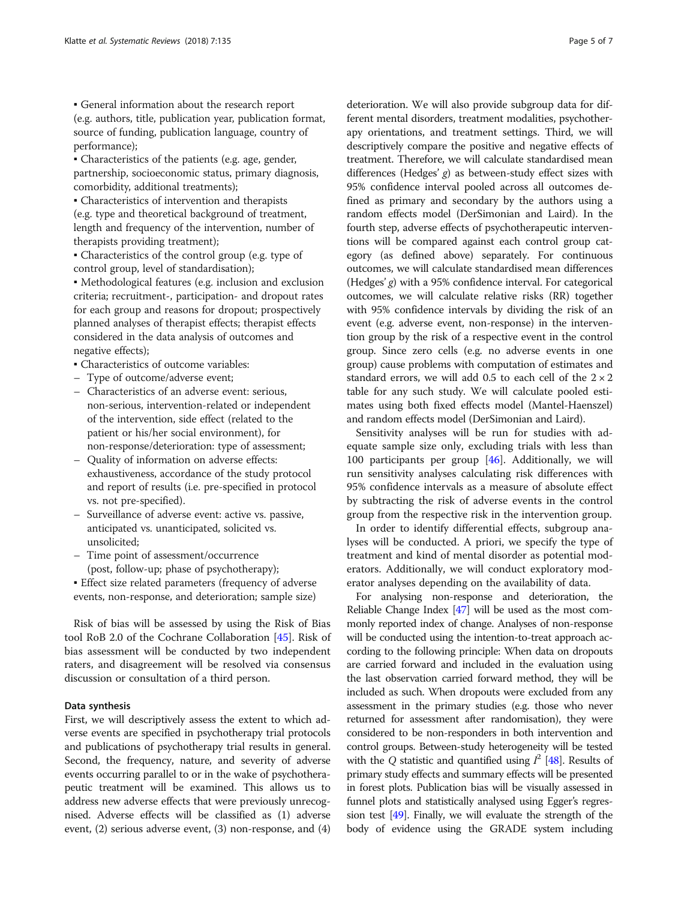- General information about the research report (e.g. authors, title, publication year, publication format, source of funding, publication language, country of performance);
- Characteristics of the patients (e.g. age, gender, partnership, socioeconomic status, primary diagnosis, comorbidity, additional treatments);
- Characteristics of intervention and therapists (e.g. type and theoretical background of treatment, length and frequency of the intervention, number of therapists providing treatment);
- Characteristics of the control group (e.g. type of control group, level of standardisation);
- Methodological features (e.g. inclusion and exclusion criteria; recruitment-, participation- and dropout rates for each group and reasons for dropout; prospectively planned analyses of therapist effects; therapist effects considered in the data analysis of outcomes and negative effects);
- Characteristics of outcome variables:
  - Type of outcome/adverse event;
  - Characteristics of an adverse event: serious, non-serious, intervention-related or independent of the intervention, side effect (related to the patient or his/her social environment), for non-response/deterioration: type of assessment;
  - Quality of information on adverse effects: exhaustiveness, accordance of the study protocol and report of results (i.e. pre-specified in protocol vs. not pre-specified).
  - Surveillance of adverse event: active vs. passive, anticipated vs. unanticipated, solicited vs. unsolicited;
  - Time point of assessment/occurrence (post, follow-up; phase of psychotherapy);
- Effect size related parameters (frequency of adverse events, non-response, and deterioration; sample size)

Risk of bias will be assessed by using the Risk of Bias tool RoB 2.0 of the Cochrane Collaboration [45]. Risk of bias assessment will be conducted by two independent raters, and disagreement will be resolved via consensus discussion or consultation of a third person.

### Data synthesis

First, we will descriptively assess the extent to which adverse events are specified in psychotherapy trial protocols and publications of psychotherapy trial results in general. Second, the frequency, nature, and severity of adverse events occurring parallel to or in the wake of psychotherapeutic treatment will be examined. This allows us to address new adverse effects that were previously unrecognised. Adverse effects will be classified as (1) adverse event, (2) serious adverse event, (3) non-response, and (4) deterioration. We will also provide subgroup data for different mental disorders, treatment modalities, psychotherapy orientations, and treatment settings. Third, we will descriptively compare the positive and negative effects of treatment. Therefore, we will calculate standardised mean differences (Hedges' *g*) as between-study effect sizes with 95% confidence interval pooled across all outcomes defined as primary and secondary by the authors using a random effects model (DerSimonian and Laird). In the fourth step, adverse effects of psychotherapeutic interventions will be compared against each control group category (as defined above) separately. For continuous outcomes, we will calculate standardised mean differences (Hedges' *g*) with a 95% confidence interval. For categorical outcomes, we will calculate relative risks (RR) together with 95% confidence intervals by dividing the risk of an event (e.g. adverse event, non-response) in the intervention group by the risk of a respective event in the control group. Since zero cells (e.g. no adverse events in one group) cause problems with computation of estimates and standard errors, we will add 0.5 to each cell of the $2 \times 2$ table for any such study. We will calculate pooled estimates using both fixed effects model (Mantel-Haenszel) and random effects model (DerSimonian and Laird).

Sensitivity analyses will be run for studies with adequate sample size only, excluding trials with less than 100 participants per group [46]. Additionally, we will run sensitivity analyses calculating risk differences with 95% confidence intervals as a measure of absolute effect by subtracting the risk of adverse events in the control group from the respective risk in the intervention group.

In order to identify differential effects, subgroup analyses will be conducted. A priori, we specify the type of treatment and kind of mental disorder as potential moderators. Additionally, we will conduct exploratory moderator analyses depending on the availability of data.

For analysing non-response and deterioration, the Reliable Change Index [47] will be used as the most commonly reported index of change. Analyses of non-response will be conducted using the intention-to-treat approach according to the following principle: When data on dropouts are carried forward and included in the evaluation using the last observation carried forward method, they will be included as such. When dropouts were excluded from any assessment in the primary studies (e.g. those who never returned for assessment after randomisation), they were considered to be non-responders in both intervention and control groups. Between-study heterogeneity will be tested with the $Q$ statistic and quantified using $I^2$ [48]. Results of primary study effects and summary effects will be presented in forest plots. Publication bias will be visually assessed in funnel plots and statistically analysed using Egger's regression test [49]. Finally, we will evaluate the strength of the body of evidence using the GRADE system including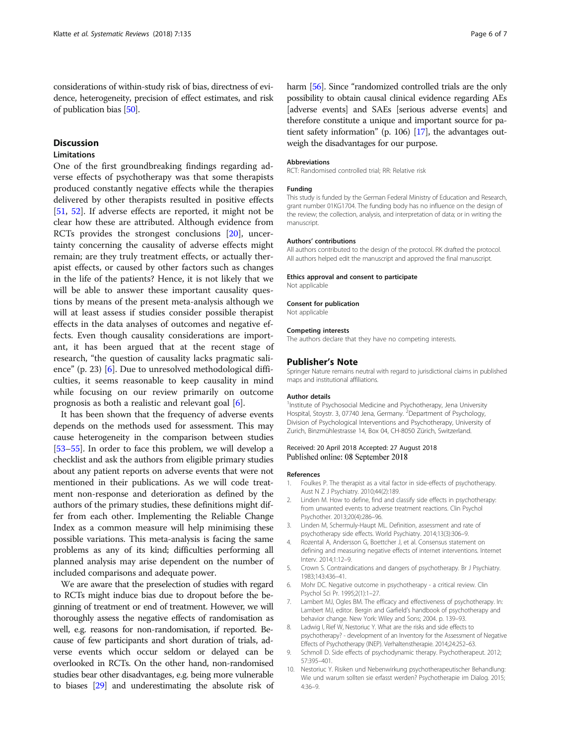considerations of within-study risk of bias, directness of evidence, heterogeneity, precision of effect estimates, and risk of publication bias [50].

## Discussion

### Limitations

One of the first groundbreaking findings regarding adverse effects of psychotherapy was that some therapists produced constantly negative effects while the therapies delivered by other therapists resulted in positive effects [51, 52]. If adverse effects are reported, it might not be clear how these are attributed. Although evidence from RCTs provides the strongest conclusions [20], uncertainty concerning the causality of adverse effects might remain; are they truly treatment effects, or actually therapist effects, or caused by other factors such as changes in the life of the patients? Hence, it is not likely that we will be able to answer these important causality questions by means of the present meta-analysis although we will at least assess if studies consider possible therapist effects in the data analyses of outcomes and negative effects. Even though causality considerations are important, it has been argued that at the recent stage of research, "the question of causality lacks pragmatic salience" (p. 23) [6]. Due to unresolved methodological difficulties, it seems reasonable to keep causality in mind while focusing on our review primarily on outcome prognosis as both a realistic and relevant goal [6].

It has been shown that the frequency of adverse events depends on the methods used for assessment. This may cause heterogeneity in the comparison between studies [53–55]. In order to face this problem, we will develop a checklist and ask the authors from eligible primary studies about any patient reports on adverse events that were not mentioned in their publications. As we will code treatment non-response and deterioration as defined by the authors of the primary studies, these definitions might differ from each other. Implementing the Reliable Change Index as a common measure will help minimising these possible variations. This meta-analysis is facing the same problems as any of its kind; difficulties performing all planned analysis may arise dependent on the number of included comparisons and adequate power.

We are aware that the preselection of studies with regard to RCTs might induce bias due to dropout before the beginning of treatment or end of treatment. However, we will thoroughly assess the negative effects of randomisation as well, e.g. reasons for non-randomisation, if reported. Because of few participants and short duration of trials, adverse events which occur seldom or delayed can be overlooked in RCTs. On the other hand, non-randomised studies bear other disadvantages, e.g. being more vulnerable to biases [29] and underestimating the absolute risk of harm [56]. Since "randomized controlled trials are the only possibility to obtain causal clinical evidence regarding AEs [adverse events] and SAEs [serious adverse events] and therefore constitute a unique and important source for patient safety information" (p. 106) [17], the advantages outweigh the disadvantages for our purpose.

#### Abbreviations

RCT: Randomised controlled trial; RR: Relative risk

#### Funding

This study is funded by the German Federal Ministry of Education and Research, grant number 01KG1704. The funding body has no influence on the design of the review; the collection, analysis, and interpretation of data; or in writing the manuscript.

#### Authors' contributions

All authors contributed to the design of the protocol. RK drafted the protocol. All authors helped edit the manuscript and approved the final manuscript.

#### Ethics approval and consent to participate

Not applicable

#### Consent for publication

Not applicable

#### Competing interests

The authors declare that they have no competing interests.

### Publisher's Note

Springer Nature remains neutral with regard to jurisdictional claims in published maps and institutional affiliations.

#### Author details

[1]Institute of Psychosocial Medicine and Psychotherapy, Jena University Hospital, Stoystr. 3, 07740 Jena, Germany. [2]Department of Psychology, Division of Psychological Interventions and Psychotherapy, University of Zurich, Binzmühlestrasse 14, Box 04, CH-8050 Zürich, Switzerland.

Received: 20 April 2018 Accepted: 27 August 2018
Published online: 08 September 2018

#### References

1. Foulkes P. The therapist as a vital factor in side-effects of psychotherapy. Aust N Z J Psychiatry. 2010;44(2):189.
2. Linden M. How to define, find and classify side effects in psychotherapy: from unwanted events to adverse treatment reactions. Clin Psychol Psychother. 2013;20(4):286–96.
3. Linden M, Schermuly-Haupt ML. Definition, assessment and rate of psychotherapy side effects. World Psychiatry. 2014;13(3):306–9.
4. Rozental A, Andersson G, Boettcher J, et al. Consensus statement on defining and measuring negative effects of internet interventions. Internet Interv. 2014;1:12–9.
5. Crown S. Contraindications and dangers of psychotherapy. Br J Psychiatry. 1983;143:436–41.
6. Mohr DC. Negative outcome in psychotherapy - a critical review. Clin Psychol Sci Pr. 1995;2(1):1–27.
7. Lambert MJ, Ogles BM. The efficacy and effectiveness of psychotherapy. In: Lambert MJ, editor. Bergin and Garfield's handbook of psychotherapy and behavior change. New York: Wiley and Sons; 2004. p. 139–93.
8. Ladwig I, Rief W, Nestoriuc Y. What are the risks and side effects to psychotherapy? - development of an Inventory for the Assessment of Negative Effects of Psychotherapy (INEP). Verhaltenstherapie. 2014;24:252–63.
9. Schmoll D. Side effects of psychodynamic therapy. Psychotherapeut. 2012; 57:395–401.
10. Nestoriuc Y. Risiken und Nebenwirkung psychotherapeutischer Behandlung: Wie und warum sollten sie erfasst werden? Psychotherapie im Dialog. 2015; 4:36–9.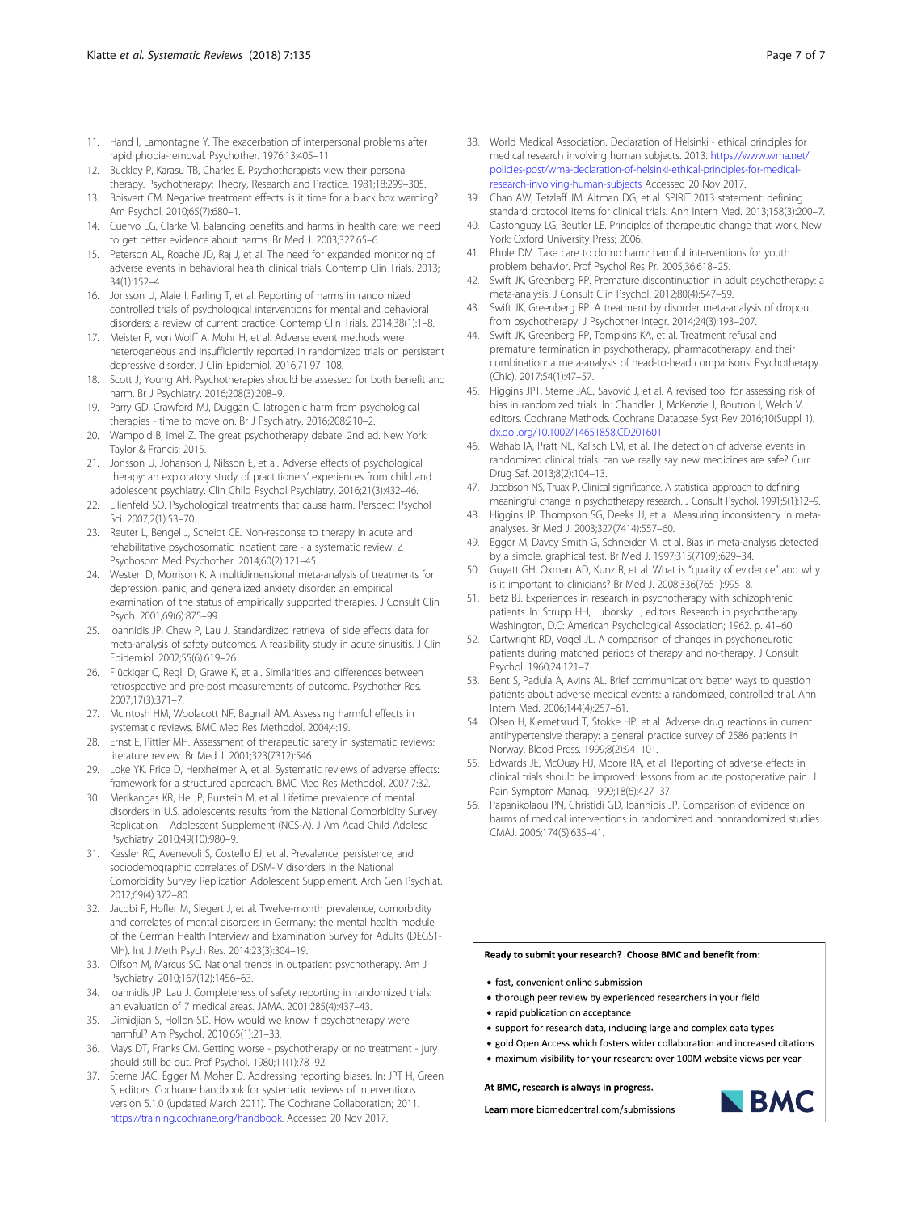11. Hand I, Lamontagne Y. The exacerbation of interpersonal problems after rapid phobia-removal. Psychother. 1976;13:405–11.
12. Buckley P, Karasu TB, Charles E. Psychotherapists view their personal therapy. Psychotherapy: Theory, Research and Practice. 1981;18:299–305.
13. Boisvert CM. Negative treatment effects: is it time for a black box warning? Am Psychol. 2010;65(7):680–1.
14. Cuervo LG, Clarke M. Balancing benefits and harms in health care: we need to get better evidence about harms. Br Med J. 2003;327:65–6.
15. Peterson AL, Roache JD, Raj J, et al. The need for expanded monitoring of adverse events in behavioral health clinical trials. Contemp Clin Trials. 2013; 34(1):152–4.
16. Jonsson U, Alaie I, Parling T, et al. Reporting of harms in randomized controlled trials of psychological interventions for mental and behavioral disorders: a review of current practice. Contemp Clin Trials. 2014;38(1):1–8.
17. Meister R, von Wolff A, Mohr H, et al. Adverse event methods were heterogeneous and insufficiently reported in randomized trials on persistent depressive disorder. J Clin Epidemiol. 2016;71:97–108.
18. Scott J, Young AH. Psychotherapies should be assessed for both benefit and harm. Br J Psychiatry. 2016;208(3):208–9.
19. Parry GD, Crawford MJ, Duggan C. Iatrogenic harm from psychological therapies - time to move on. Br J Psychiatry. 2016;208:210–2.
20. Wampold B, Imel Z. The great psychotherapy debate. 2nd ed. New York: Taylor & Francis; 2015.
21. Jonsson U, Johanson J, Nilsson E, et al. Adverse effects of psychological therapy: an exploratory study of practitioners' experiences from child and adolescent psychiatry. Clin Child Psychol Psychiatry. 2016;21(3):432–46.
22. Lilienfeld SO. Psychological treatments that cause harm. Perspect Psychol Sci. 2007;2(1):53–70.
23. Reuter L, Bengel J, Scheidt CE. Non-response to therapy in acute and rehabilitative psychosomatic inpatient care - a systematic review. Z Psychosom Med Psychother. 2014;60(2):121–45.
24. Westen D, Morrison K. A multidimensional meta-analysis of treatments for depression, panic, and generalized anxiety disorder: an empirical examination of the status of empirically supported therapies. J Consult Clin Psych. 2001;69(6):875–99.
25. Ioannidis JP, Chew P, Lau J. Standardized retrieval of side effects data for meta-analysis of safety outcomes. A feasibility study in acute sinusitis. J Clin Epidemiol. 2002;55(6):619–26.
26. Flückiger C, Regli D, Grawe K, et al. Similarities and differences between retrospective and pre-post measurements of outcome. Psychother Res. 2007;17(3):371–7.
27. McIntosh HM, Woolacott NF, Bagnall AM. Assessing harmful effects in systematic reviews. BMC Med Res Methodol. 2004;4:19.
28. Ernst E, Pittler MH. Assessment of therapeutic safety in systematic reviews: literature review. Br Med J. 2001;323(7312):546.
29. Loke YK, Price D, Herxheimer A, et al. Systematic reviews of adverse effects: framework for a structured approach. BMC Med Res Methodol. 2007;7:32.
30. Merikangas KR, He JP, Burstein M, et al. Lifetime prevalence of mental disorders in U.S. adolescents: results from the National Comorbidity Survey Replication – Adolescent Supplement (NCS-A). J Am Acad Child Adolesc Psychiatry. 2010;49(10):980–9.
31. Kessler RC, Avenevoli S, Costello EJ, et al. Prevalence, persistence, and sociodemographic correlates of DSM-IV disorders in the National Comorbidity Survey Replication Adolescent Supplement. Arch Gen Psychiat. 2012;69(4):372–80.
32. Jacobi F, Hofler M, Siegert J, et al. Twelve-month prevalence, comorbidity and correlates of mental disorders in Germany: the mental health module of the German Health Interview and Examination Survey for Adults (DEGS1-MH). Int J Meth Psych Res. 2014;23(3):304–19.
33. Olfson M, Marcus SC. National trends in outpatient psychotherapy. Am J Psychiatry. 2010;167(12):1456–63.
34. Ioannidis JP, Lau J. Completeness of safety reporting in randomized trials: an evaluation of 7 medical areas. JAMA. 2001;285(4):437–43.
35. Dimidjian S, Hollon SD. How would we know if psychotherapy were harmful? Am Psychol. 2010;65(1):21–33.
36. Mays DT, Franks CM. Getting worse - psychotherapy or no treatment - jury should still be out. Prof Psychol. 1980;11(1):78–92.
37. Sterne JAC, Egger M, Moher D. Addressing reporting biases. In: JPT H, Green S, editors. Cochrane handbook for systematic reviews of interventions version 5.1.0 (updated March 2011). The Cochrane Collaboration; 2011. https://training.cochrane.org/handbook. Accessed 20 Nov 2017.
38. World Medical Association. Declaration of Helsinki - ethical principles for medical research involving human subjects. 2013. https://www.wma.net/policies-post/wma-declaration-of-helsinki-ethical-principles-for-medical-research-involving-human-subjects Accessed 20 Nov 2017.
39. Chan AW, Tetzlaff JM, Altman DG, et al. SPIRIT 2013 statement: defining standard protocol items for clinical trials. Ann Intern Med. 2013;158(3):200–7.
40. Castonguay LG, Beutler LE. Principles of therapeutic change that work. New York: Oxford University Press; 2006.
41. Rhule DM. Take care to do no harm: harmful interventions for youth problem behavior. Prof Psychol Res Pr. 2005;36:618–25.
42. Swift JK, Greenberg RP. Premature discontinuation in adult psychotherapy: a meta-analysis. J Consult Clin Psychol. 2012;80(4):547–59.
43. Swift JK, Greenberg RP. A treatment by disorder meta-analysis of dropout from psychotherapy. J Psychother Integr. 2014;24(3):193–207.
44. Swift JK, Greenberg RP, Tompkins KA, et al. Treatment refusal and premature termination in psychotherapy, pharmacotherapy, and their combination: a meta-analysis of head-to-head comparisons. Psychotherapy (Chic). 2017;54(1):47–57.
45. Higgins JPT, Sterne JAC, Savović J, et al. A revised tool for assessing risk of bias in randomized trials. In: Chandler J, McKenzie J, Boutron I, Welch V, editors. Cochrane Methods. Cochrane Database Syst Rev 2016;10(Suppl 1). dx.doi.org/10.1002/14651858.CD201601.
46. Wahab IA, Pratt NL, Kalisch LM, et al. The detection of adverse events in randomized clinical trials: can we really say new medicines are safe? Curr Drug Saf. 2013;8(2):104–13.
47. Jacobson NS, Truax P. Clinical significance. A statistical approach to defining meaningful change in psychotherapy research. J Consult Psychol. 1991;5(1):12–9.
48. Higgins JP, Thompson SG, Deeks JJ, et al. Measuring inconsistency in meta-analyses. Br Med J. 2003;327(7414):557–60.
49. Egger M, Davey Smith G, Schneider M, et al. Bias in meta-analysis detected by a simple, graphical test. Br Med J. 1997;315(7109):629–34.
50. Guyatt GH, Oxman AD, Kunz R, et al. What is "quality of evidence" and why is it important to clinicians? Br Med J. 2008;336(7651):995–8.
51. Betz BJ. Experiences in research in psychotherapy with schizophrenic patients. In: Strupp HH, Luborsky L, editors. Research in psychotherapy. Washington, D.C: American Psychological Association; 1962. p. 41–60.
52. Cartwright RD, Vogel JL. A comparison of changes in psychoneurotic patients during matched periods of therapy and no-therapy. J Consult Psychol. 1960;24:121–7.
53. Bent S, Padula A, Avins AL. Brief communication: better ways to question patients about adverse medical events: a randomized, controlled trial. Ann Intern Med. 2006;144(4):257–61.
54. Olsen H, Klemetsrud T, Stokke HP, et al. Adverse drug reactions in current antihypertensive therapy: a general practice survey of 2586 patients in Norway. Blood Press. 1999;8(2):94–101.
55. Edwards JE, McQuay HJ, Moore RA, et al. Reporting of adverse effects in clinical trials should be improved: lessons from acute postoperative pain. J Pain Symptom Manag. 1999;18(6):427–37.
56. Papanikolaou PN, Christidi GD, Ioannidis JP. Comparison of evidence on harms of medical interventions in randomized and nonrandomized studies. CMAJ. 2006;174(5):635–41.

**Ready to submit your research? Choose BMC and benefit from:**

- fast, convenient online submission
- thorough peer review by experienced researchers in your field
- rapid publication on acceptance
- support for research data, including large and complex data types
- gold Open Access which fosters wider collaboration and increased citations
- maximum visibility for your research: over 100M website views per year

**At BMC, research is always in progress.**

**Learn more** biomedcentral.com/submissions

BMC